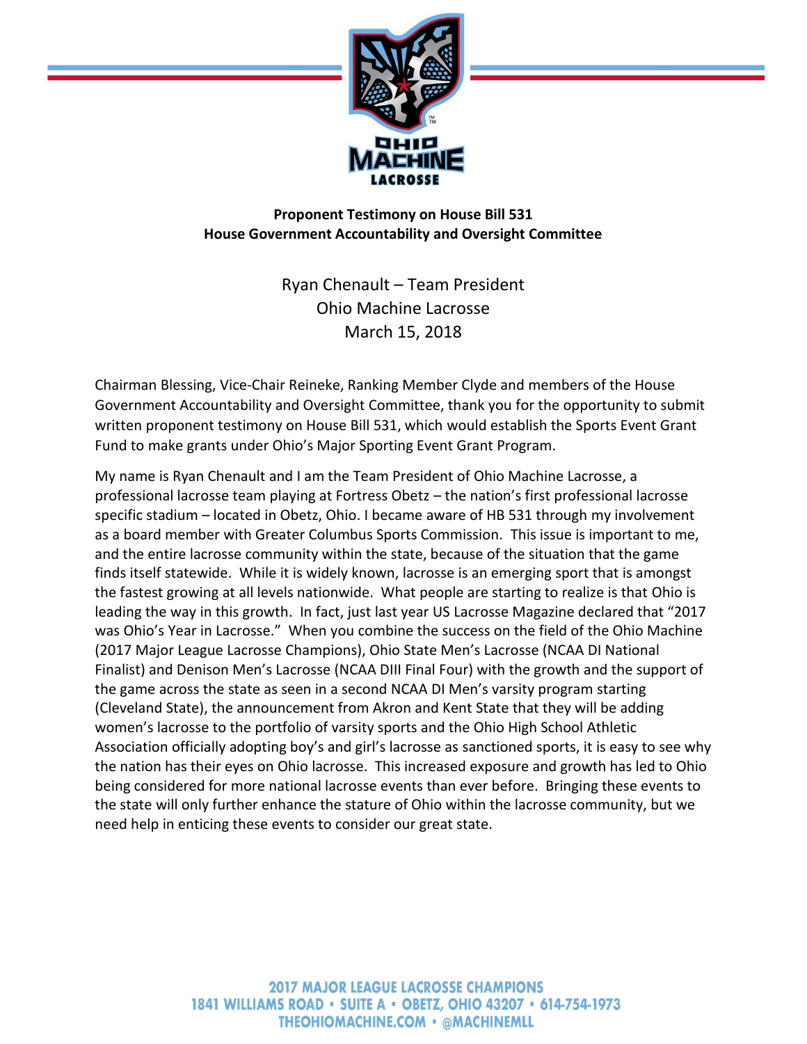**Proponent Testimony on House Bill 531**
**House Government Accountability and Oversight Committee**

Ryan Chenault – Team President
Ohio Machine Lacrosse
March 15, 2018

Chairman Blessing, Vice-Chair Reineke, Ranking Member Clyde and members of the House Government Accountability and Oversight Committee, thank you for the opportunity to submit written proponent testimony on House Bill 531, which would establish the Sports Event Grant Fund to make grants under Ohio's Major Sporting Event Grant Program.

My name is Ryan Chenault and I am the Team President of Ohio Machine Lacrosse, a professional lacrosse team playing at Fortress Obetz – the nation's first professional lacrosse specific stadium – located in Obetz, Ohio. I became aware of HB 531 through my involvement as a board member with Greater Columbus Sports Commission. This issue is important to me, and the entire lacrosse community within the state, because of the situation that the game finds itself statewide. While it is widely known, lacrosse is an emerging sport that is amongst the fastest growing at all levels nationwide. What people are starting to realize is that Ohio is leading the way in this growth. In fact, just last year US Lacrosse Magazine declared that "2017 was Ohio's Year in Lacrosse." When you combine the success on the field of the Ohio Machine (2017 Major League Lacrosse Champions), Ohio State Men's Lacrosse (NCAA DI National Finalist) and Denison Men's Lacrosse (NCAA DIII Final Four) with the growth and the support of the game across the state as seen in a second NCAA DI Men's varsity program starting (Cleveland State), the announcement from Akron and Kent State that they will be adding women's lacrosse to the portfolio of varsity sports and the Ohio High School Athletic Association officially adopting boy's and girl's lacrosse as sanctioned sports, it is easy to see why the nation has their eyes on Ohio lacrosse. This increased exposure and growth has led to Ohio being considered for more national lacrosse events than ever before. Bringing these events to the state will only further enhance the stature of Ohio within the lacrosse community, but we need help in enticing these events to consider our great state.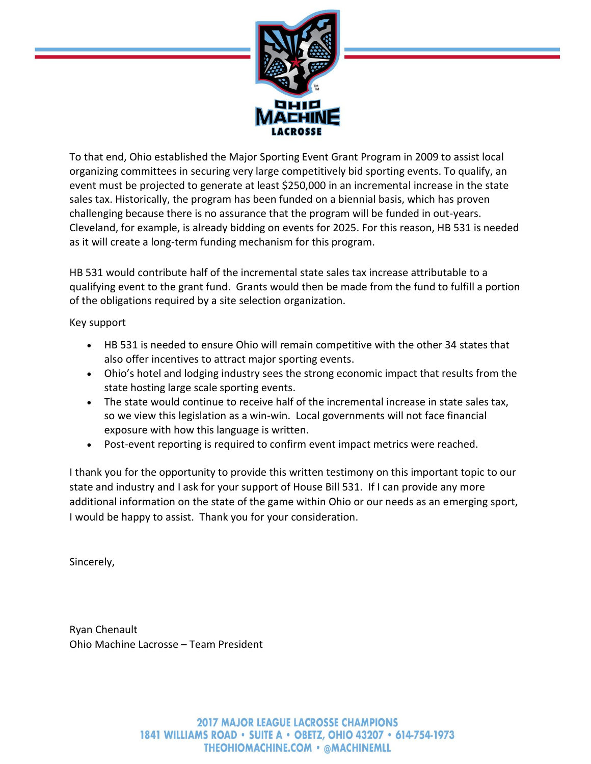To that end, Ohio established the Major Sporting Event Grant Program in 2009 to assist local organizing committees in securing very large competitively bid sporting events. To qualify, an event must be projected to generate at least $250,000 in an incremental increase in the state sales tax. Historically, the program has been funded on a biennial basis, which has proven challenging because there is no assurance that the program will be funded in out-years. Cleveland, for example, is already bidding on events for 2025. For this reason, HB 531 is needed as it will create a long-term funding mechanism for this program.

HB 531 would contribute half of the incremental state sales tax increase attributable to a qualifying event to the grant fund. Grants would then be made from the fund to fulfill a portion of the obligations required by a site selection organization.

Key support

- HB 531 is needed to ensure Ohio will remain competitive with the other 34 states that also offer incentives to attract major sporting events.
- Ohio's hotel and lodging industry sees the strong economic impact that results from the state hosting large scale sporting events.
- The state would continue to receive half of the incremental increase in state sales tax, so we view this legislation as a win-win. Local governments will not face financial exposure with how this language is written.
- Post-event reporting is required to confirm event impact metrics were reached.

I thank you for the opportunity to provide this written testimony on this important topic to our state and industry and I ask for your support of House Bill 531. If I can provide any more additional information on the state of the game within Ohio or our needs as an emerging sport, I would be happy to assist. Thank you for your consideration.

Sincerely,

Ryan Chenault
Ohio Machine Lacrosse – Team President

2017 MAJOR LEAGUE LACROSSE CHAMPIONS
1841 WILLIAMS ROAD • SUITE A • OBETZ, OHIO 43207 • 614-754-1973
THEOHIOMACHINE.COM • @MACHINEMLL